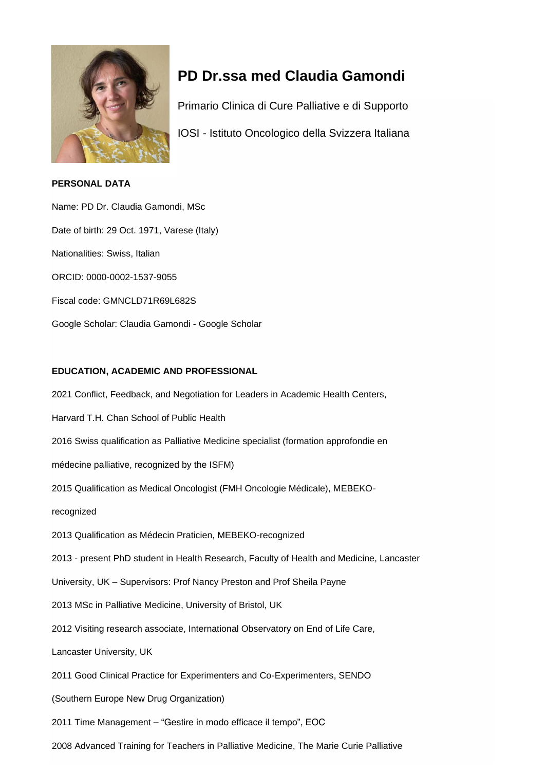# PD Dr.ssa med Claudia Gamondi

Primario Clinica di Cure Palliative e di Supporto

IOSI - Istituto Oncologico della Svizzera Italiana

**PERSONAL DATA**

Name: PD Dr. Claudia Gamondi, MSc

Date of birth: 29 Oct. 1971, Varese (Italy)

Nationalities: Swiss, Italian

ORCID: 0000-0002-1537-9055

Fiscal code: GMNCLD71R69L682S

Google Scholar: Claudia Gamondi - Google Scholar

**EDUCATION, ACADEMIC AND PROFESSIONAL**

2021 Conflict, Feedback, and Negotiation for Leaders in Academic Health Centers, Harvard T.H. Chan School of Public Health

2016 Swiss qualification as Palliative Medicine specialist (formation approfondie en médecine palliative, recognized by the ISFM)

2015 Qualification as Medical Oncologist (FMH Oncologie Médicale), MEBEKO-recognized

2013 Qualification as Médecin Praticien, MEBEKO-recognized

2013 - present PhD student in Health Research, Faculty of Health and Medicine, Lancaster University, UK – Supervisors: Prof Nancy Preston and Prof Sheila Payne

2013 MSc in Palliative Medicine, University of Bristol, UK

2012 Visiting research associate, International Observatory on End of Life Care, Lancaster University, UK

2011 Good Clinical Practice for Experimenters and Co-Experimenters, SENDO (Southern Europe New Drug Organization)

2011 Time Management – “Gestire in modo efficace il tempo”, EOC

2008 Advanced Training for Teachers in Palliative Medicine, The Marie Curie Palliative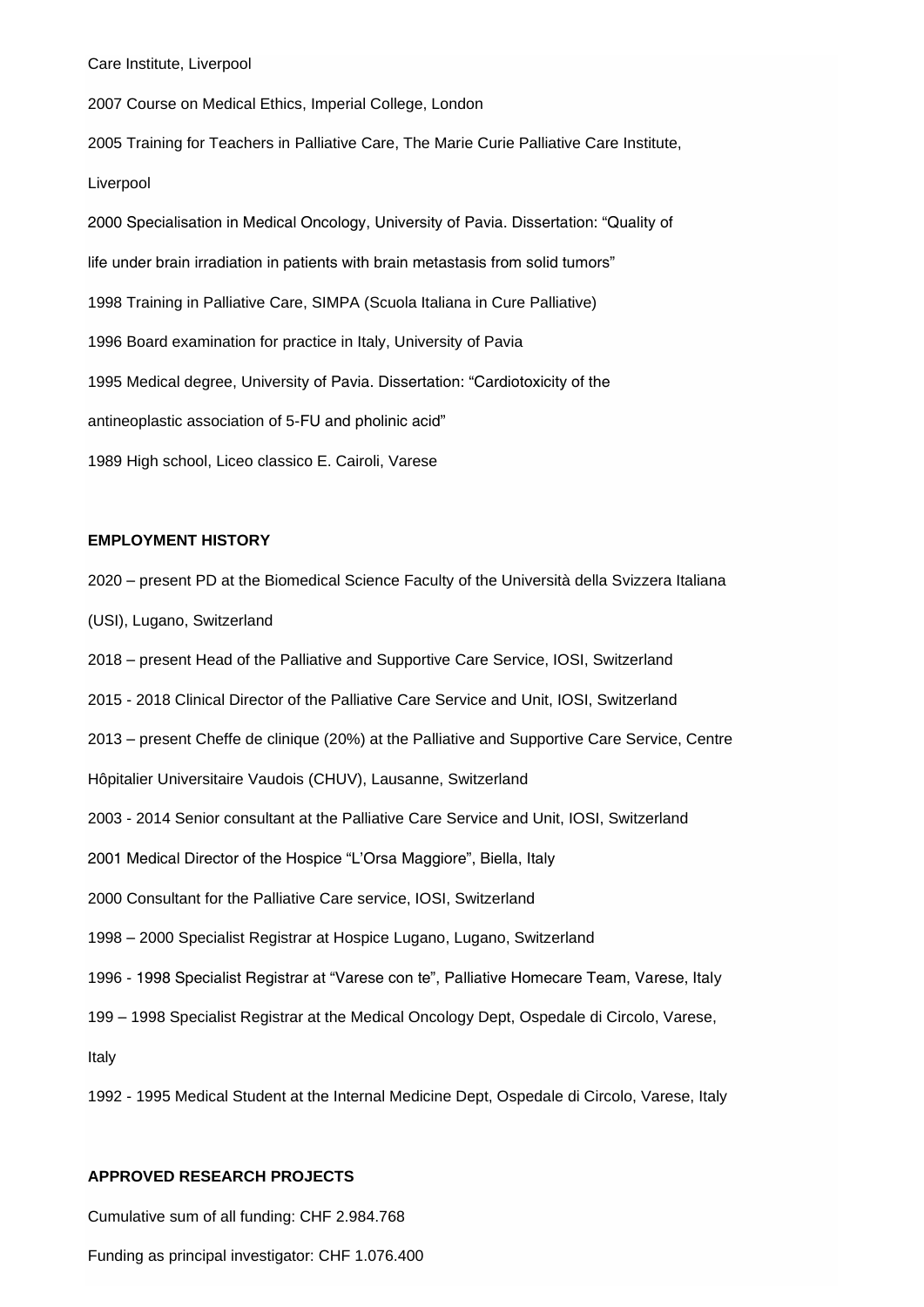Care Institute, Liverpool

2007 Course on Medical Ethics, Imperial College, London

2005 Training for Teachers in Palliative Care, The Marie Curie Palliative Care Institute, Liverpool

2000 Specialisation in Medical Oncology, University of Pavia. Dissertation: "Quality of life under brain irradiation in patients with brain metastasis from solid tumors"

1998 Training in Palliative Care, SIMPA (Scuola Italiana in Cure Palliative)

1996 Board examination for practice in Italy, University of Pavia

1995 Medical degree, University of Pavia. Dissertation: "Cardiotoxicity of the antineoplastic association of 5-FU and pholinic acid"

1989 High school, Liceo classico E. Cairoli, Varese

**EMPLOYMENT HISTORY**

2020 – present PD at the Biomedical Science Faculty of the Università della Svizzera Italiana (USI), Lugano, Switzerland

2018 – present Head of the Palliative and Supportive Care Service, IOSI, Switzerland

2015 - 2018 Clinical Director of the Palliative Care Service and Unit, IOSI, Switzerland

2013 – present Cheffe de clinique (20%) at the Palliative and Supportive Care Service, Centre Hôpitalier Universitaire Vaudois (CHUV), Lausanne, Switzerland

2003 - 2014 Senior consultant at the Palliative Care Service and Unit, IOSI, Switzerland

2001 Medical Director of the Hospice "L'Orsa Maggiore", Biella, Italy

2000 Consultant for the Palliative Care service, IOSI, Switzerland

1998 – 2000 Specialist Registrar at Hospice Lugano, Lugano, Switzerland

1996 - 1998 Specialist Registrar at "Varese con te", Palliative Homecare Team, Varese, Italy

199 – 1998 Specialist Registrar at the Medical Oncology Dept, Ospedale di Circolo, Varese, Italy

1992 - 1995 Medical Student at the Internal Medicine Dept, Ospedale di Circolo, Varese, Italy

**APPROVED RESEARCH PROJECTS**

Cumulative sum of all funding: CHF 2.984.768

Funding as principal investigator: CHF 1.076.400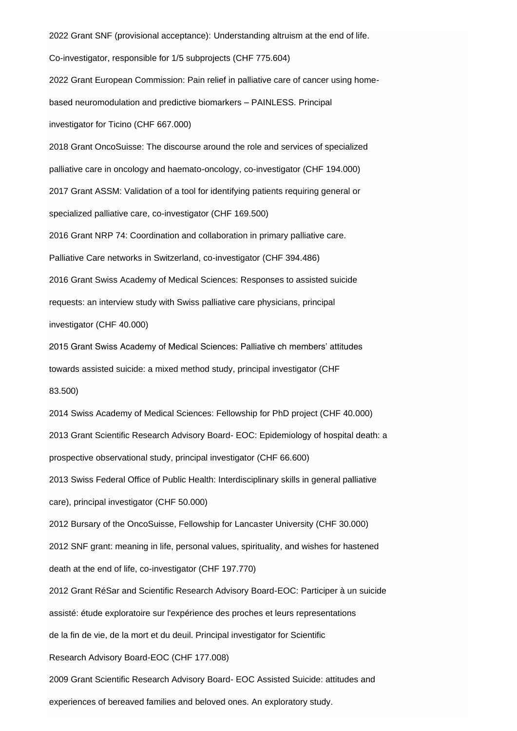2022 Grant SNF (provisional acceptance): Understanding altruism at the end of life. Co-investigator, responsible for 1/5 subprojects (CHF 775.604)

2022 Grant European Commission: Pain relief in palliative care of cancer using home-based neuromodulation and predictive biomarkers – PAINLESS. Principal investigator for Ticino (CHF 667.000)

2018 Grant OncoSuisse: The discourse around the role and services of specialized palliative care in oncology and haemato-oncology, co-investigator (CHF 194.000)

2017 Grant ASSM: Validation of a tool for identifying patients requiring general or specialized palliative care, co-investigator (CHF 169.500)

2016 Grant NRP 74: Coordination and collaboration in primary palliative care. Palliative Care networks in Switzerland, co-investigator (CHF 394.486)

2016 Grant Swiss Academy of Medical Sciences: Responses to assisted suicide requests: an interview study with Swiss palliative care physicians, principal investigator (CHF 40.000)

2015 Grant Swiss Academy of Medical Sciences: Palliative ch members' attitudes towards assisted suicide: a mixed method study, principal investigator (CHF 83.500)

2014 Swiss Academy of Medical Sciences: Fellowship for PhD project (CHF 40.000)

2013 Grant Scientific Research Advisory Board- EOC: Epidemiology of hospital death: a prospective observational study, principal investigator (CHF 66.600)

2013 Swiss Federal Office of Public Health: Interdisciplinary skills in general palliative care), principal investigator (CHF 50.000)

2012 Bursary of the OncoSuisse, Fellowship for Lancaster University (CHF 30.000)

2012 SNF grant: meaning in life, personal values, spirituality, and wishes for hastened death at the end of life, co-investigator (CHF 197.770)

2012 Grant RéSar and Scientific Research Advisory Board-EOC: Participer à un suicide assisté: étude exploratoire sur l'expérience des proches et leurs representations de la fin de vie, de la mort et du deuil. Principal investigator for Scientific Research Advisory Board-EOC (CHF 177.008)

2009 Grant Scientific Research Advisory Board- EOC Assisted Suicide: attitudes and experiences of bereaved families and beloved ones. An exploratory study.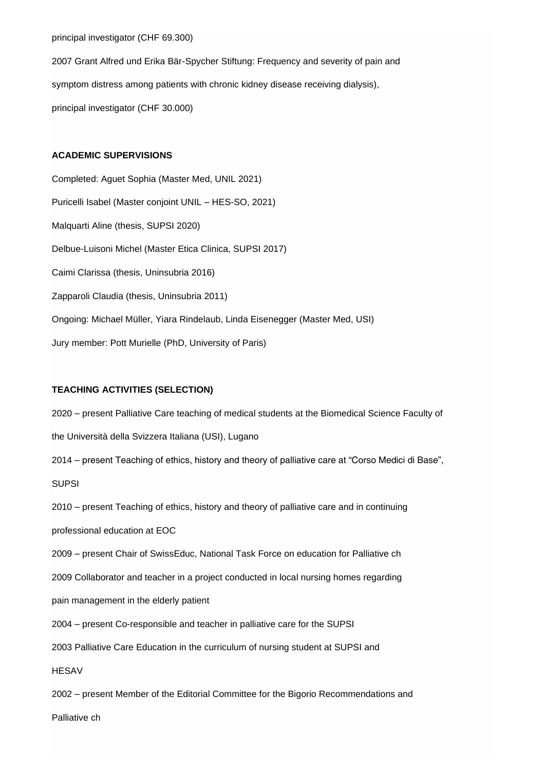principal investigator (CHF 69.300)

2007 Grant Alfred und Erika Bär-Spycher Stiftung: Frequency and severity of pain and symptom distress among patients with chronic kidney disease receiving dialysis), principal investigator (CHF 30.000)

**ACADEMIC SUPERVISIONS**

Completed: Aguet Sophia (Master Med, UNIL 2021)

Puricelli Isabel (Master conjoint UNIL – HES-SO, 2021)

Malquarti Aline (thesis, SUPSI 2020)

Delbue-Luisoni Michel (Master Etica Clinica, SUPSI 2017)

Caimi Clarissa (thesis, Uninsubria 2016)

Zapparoli Claudia (thesis, Uninsubria 2011)

Ongoing: Michael Müller, Yiara Rindelaub, Linda Eisenegger (Master Med, USI)

Jury member: Pott Murielle (PhD, University of Paris)

**TEACHING ACTIVITIES (SELECTION)**

2020 – present Palliative Care teaching of medical students at the Biomedical Science Faculty of the Università della Svizzera Italiana (USI), Lugano

2014 – present Teaching of ethics, history and theory of palliative care at “Corso Medici di Base”, SUPSI

2010 – present Teaching of ethics, history and theory of palliative care and in continuing professional education at EOC

2009 – present Chair of SwissEduc, National Task Force on education for Palliative ch

2009 Collaborator and teacher in a project conducted in local nursing homes regarding pain management in the elderly patient

2004 – present Co-responsible and teacher in palliative care for the SUPSI

2003 Palliative Care Education in the curriculum of nursing student at SUPSI and HESAV

2002 – present Member of the Editorial Committee for the Bigorio Recommendations and Palliative ch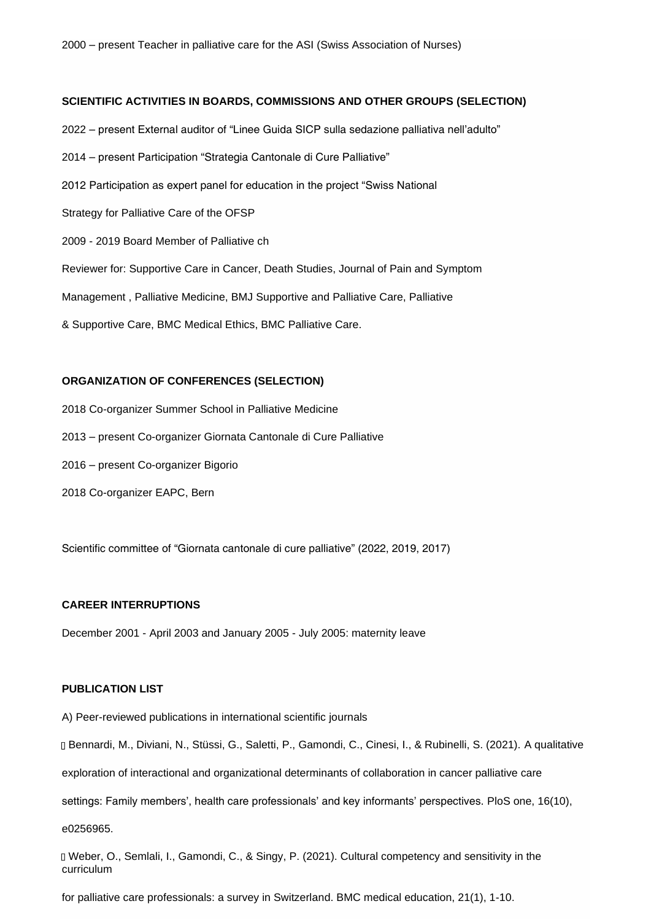2000 – present Teacher in palliative care for the ASI (Swiss Association of Nurses)

**SCIENTIFIC ACTIVITIES IN BOARDS, COMMISSIONS AND OTHER GROUPS (SELECTION)**

2022 – present External auditor of "Linee Guida SICP sulla sedazione palliativa nell'adulto"

2014 – present Participation "Strategia Cantonale di Cure Palliative"

2012 Participation as expert panel for education in the project "Swiss National Strategy for Palliative Care of the OFSP

2009 - 2019 Board Member of Palliative ch

Reviewer for: Supportive Care in Cancer, Death Studies, Journal of Pain and Symptom Management , Palliative Medicine, BMJ Supportive and Palliative Care, Palliative & Supportive Care, BMC Medical Ethics, BMC Palliative Care.

**ORGANIZATION OF CONFERENCES (SELECTION)**

2018 Co-organizer Summer School in Palliative Medicine

2013 – present Co-organizer Giornata Cantonale di Cure Palliative

2016 – present Co-organizer Bigorio

2018 Co-organizer EAPC, Bern

Scientific committee of "Giornata cantonale di cure palliative" (2022, 2019, 2017)

**CAREER INTERRUPTIONS**

December 2001 - April 2003 and January 2005 - July 2005: maternity leave

**PUBLICATION LIST**

A) Peer-reviewed publications in international scientific journals

- Bennardi, M., Diviani, N., Stüssi, G., Saletti, P., Gamondi, C., Cinesi, I., & Rubinelli, S. (2021). A qualitative exploration of interactional and organizational determinants of collaboration in cancer palliative care settings: Family members', health care professionals' and key informants' perspectives. PloS one, 16(10), e0256965.
- Weber, O., Semlali, I., Gamondi, C., & Singy, P. (2021). Cultural competency and sensitivity in the curriculum for palliative care professionals: a survey in Switzerland. BMC medical education, 21(1), 1-10.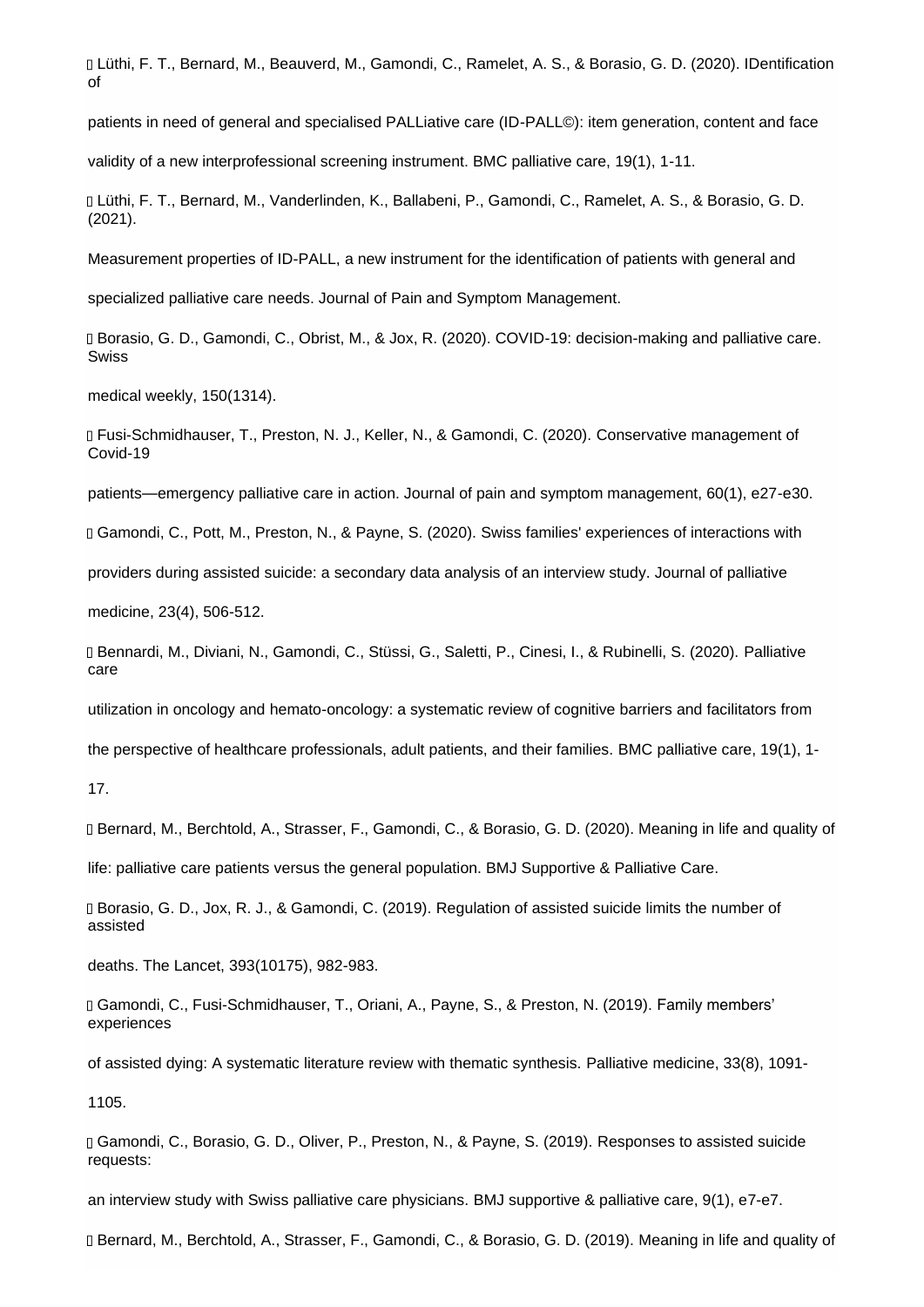- Lüthi, F. T., Bernard, M., Beauverd, M., Gamondi, C., Ramelet, A. S., & Borasio, G. D. (2020). IDentification of patients in need of general and specialised PALLiative care (ID-PALL©): item generation, content and face validity of a new interprofessional screening instrument. BMC palliative care, 19(1), 1-11.

- Lüthi, F. T., Bernard, M., Vanderlinden, K., Ballabeni, P., Gamondi, C., Ramelet, A. S., & Borasio, G. D. (2021). Measurement properties of ID-PALL, a new instrument for the identification of patients with general and specialized palliative care needs. Journal of Pain and Symptom Management.

- Borasio, G. D., Gamondi, C., Obrist, M., & Jox, R. (2020). COVID-19: decision-making and palliative care. Swiss medical weekly, 150(1314).

- Fusi-Schmidhauser, T., Preston, N. J., Keller, N., & Gamondi, C. (2020). Conservative management of Covid-19 patients—emergency palliative care in action. Journal of pain and symptom management, 60(1), e27-e30.

- Gamondi, C., Pott, M., Preston, N., & Payne, S. (2020). Swiss families' experiences of interactions with providers during assisted suicide: a secondary data analysis of an interview study. Journal of palliative medicine, 23(4), 506-512.

- Bennardi, M., Diviani, N., Gamondi, C., Stüssi, G., Saletti, P., Cinesi, I., & Rubinelli, S. (2020). Palliative care utilization in oncology and hemato-oncology: a systematic review of cognitive barriers and facilitators from the perspective of healthcare professionals, adult patients, and their families. BMC palliative care, 19(1), 1-17.

- Bernard, M., Berchtold, A., Strasser, F., Gamondi, C., & Borasio, G. D. (2020). Meaning in life and quality of life: palliative care patients versus the general population. BMJ Supportive & Palliative Care.

- Borasio, G. D., Jox, R. J., & Gamondi, C. (2019). Regulation of assisted suicide limits the number of assisted deaths. The Lancet, 393(10175), 982-983.

- Gamondi, C., Fusi-Schmidhauser, T., Oriani, A., Payne, S., & Preston, N. (2019). Family members' experiences of assisted dying: A systematic literature review with thematic synthesis. Palliative medicine, 33(8), 1091-1105.

- Gamondi, C., Borasio, G. D., Oliver, P., Preston, N., & Payne, S. (2019). Responses to assisted suicide requests: an interview study with Swiss palliative care physicians. BMJ supportive & palliative care, 9(1), e7-e7.

- Bernard, M., Berchtold, A., Strasser, F., Gamondi, C., & Borasio, G. D. (2019). Meaning in life and quality of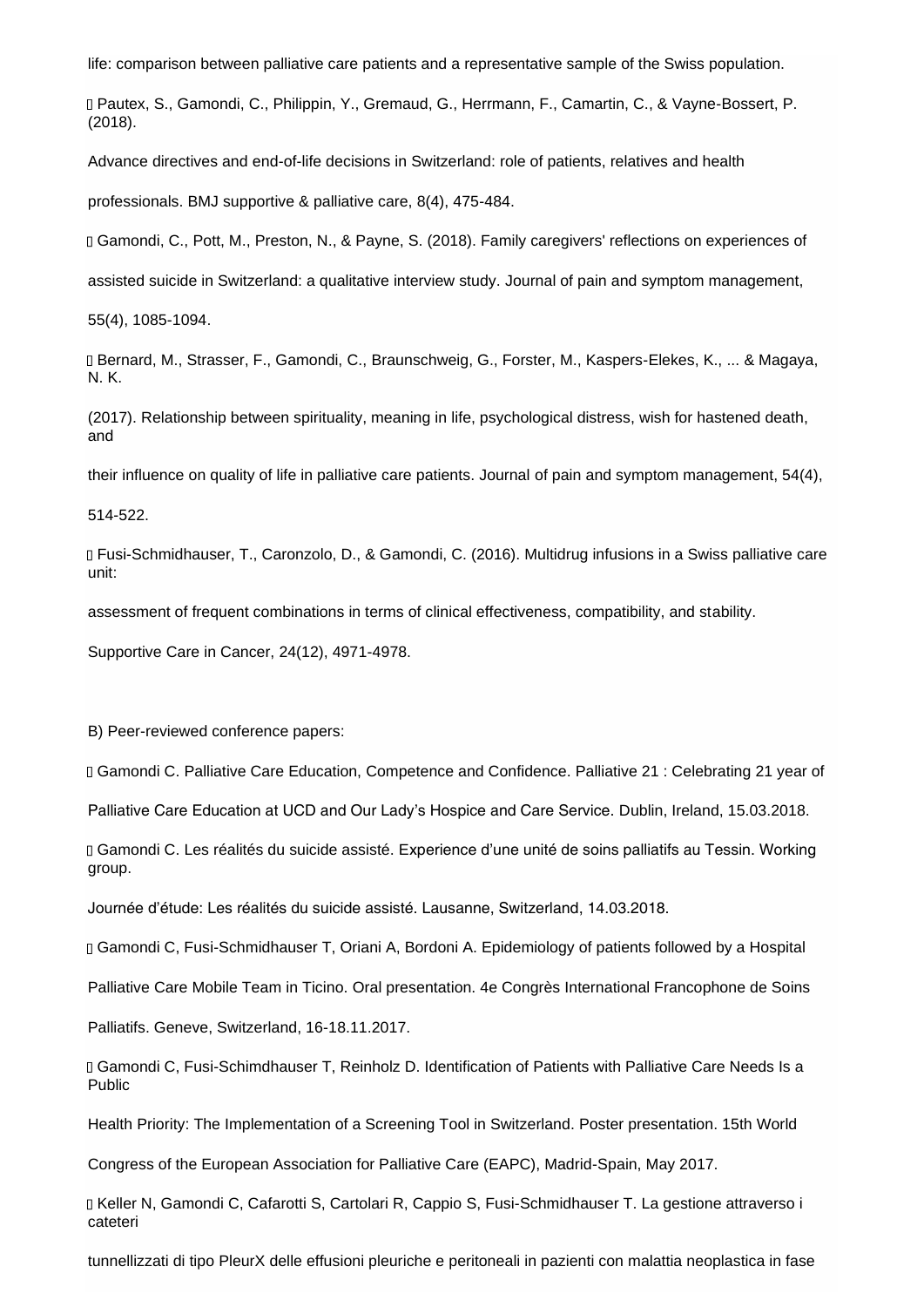life: comparison between palliative care patients and a representative sample of the Swiss population.

- Pautex, S., Gamondi, C., Philippin, Y., Gremaud, G., Herrmann, F., Camartin, C., & Vayne-Bossert, P. (2018).

Advance directives and end-of-life decisions in Switzerland: role of patients, relatives and health

professionals. BMJ supportive & palliative care, 8(4), 475-484.

- Gamondi, C., Pott, M., Preston, N., & Payne, S. (2018). Family caregivers' reflections on experiences of

assisted suicide in Switzerland: a qualitative interview study. Journal of pain and symptom management,

55(4), 1085-1094.

- Bernard, M., Strasser, F., Gamondi, C., Braunschweig, G., Forster, M., Kaspers-Elekes, K., ... & Magaya, N. K.

(2017). Relationship between spirituality, meaning in life, psychological distress, wish for hastened death, and

their influence on quality of life in palliative care patients. Journal of pain and symptom management, 54(4),

514-522.

- Fusi-Schmidhauser, T., Caronzolo, D., & Gamondi, C. (2016). Multidrug infusions in a Swiss palliative care unit:

assessment of frequent combinations in terms of clinical effectiveness, compatibility, and stability.

Supportive Care in Cancer, 24(12), 4971-4978.

B) Peer-reviewed conference papers:

- Gamondi C. Palliative Care Education, Competence and Confidence. Palliative 21 : Celebrating 21 year of

Palliative Care Education at UCD and Our Lady's Hospice and Care Service. Dublin, Ireland, 15.03.2018.

- Gamondi C. Les réalités du suicide assisté. Experience d'une unité de soins palliatifs au Tessin. Working group.

Journée d'étude: Les réalités du suicide assisté. Lausanne, Switzerland, 14.03.2018.

- Gamondi C, Fusi-Schmidhauser T, Oriani A, Bordoni A. Epidemiology of patients followed by a Hospital

Palliative Care Mobile Team in Ticino. Oral presentation. 4e Congrès International Francophone de Soins

Palliatifs. Geneve, Switzerland, 16-18.11.2017.

- Gamondi C, Fusi-Schimdhauser T, Reinholz D. Identification of Patients with Palliative Care Needs Is a Public

Health Priority: The Implementation of a Screening Tool in Switzerland. Poster presentation. 15th World

Congress of the European Association for Palliative Care (EAPC), Madrid-Spain, May 2017.

- Keller N, Gamondi C, Cafarotti S, Cartolari R, Cappio S, Fusi-Schmidhauser T. La gestione attraverso i cateteri

tunnellizzati di tipo PleurX delle effusioni pleuriche e peritoneali in pazienti con malattia neoplastica in fase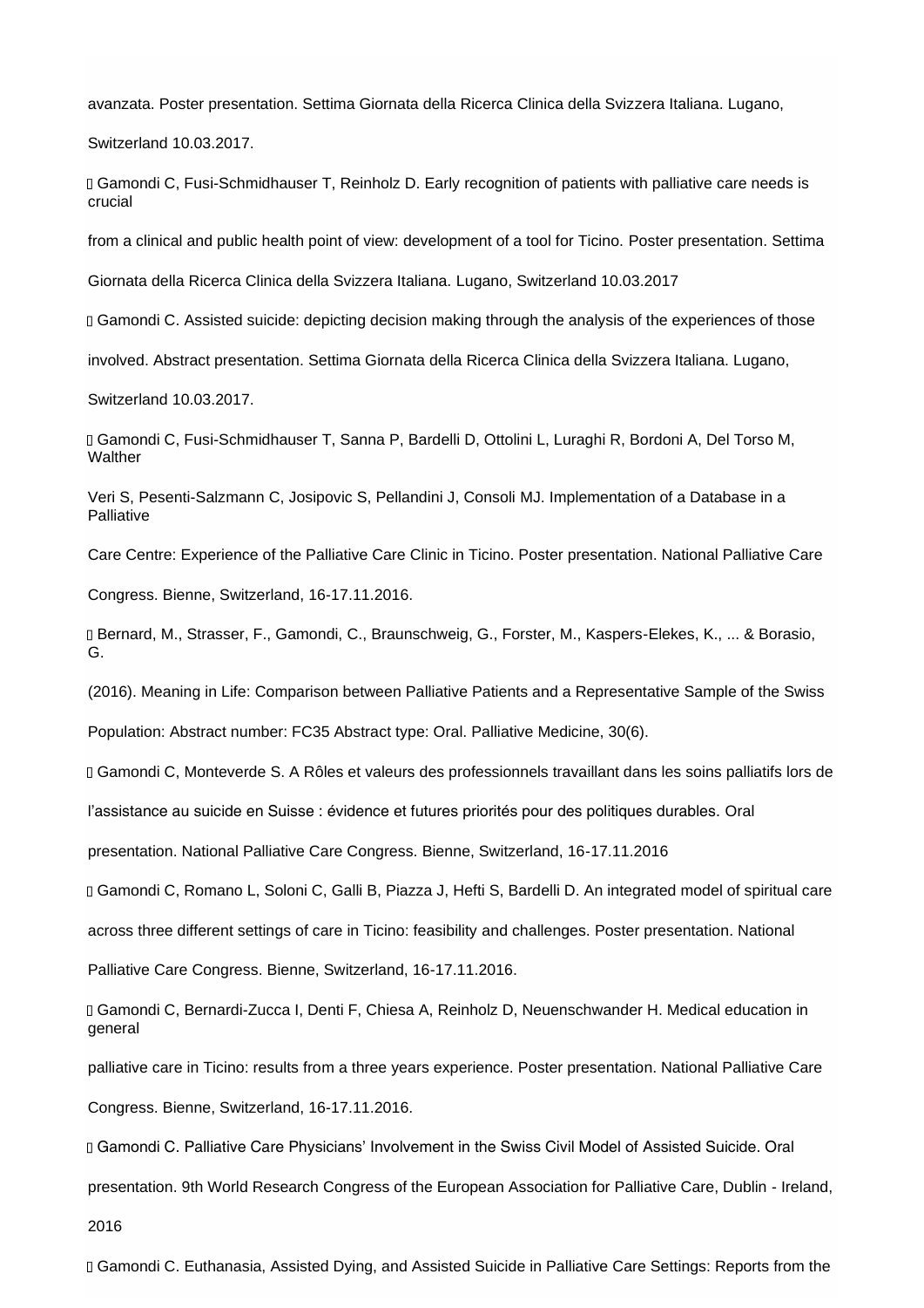avanzata. Poster presentation. Settima Giornata della Ricerca Clinica della Svizzera Italiana. Lugano, Switzerland 10.03.2017.

- Gamondi C, Fusi-Schmidhauser T, Reinholz D. Early recognition of patients with palliative care needs is crucial from a clinical and public health point of view: development of a tool for Ticino. Poster presentation. Settima Giornata della Ricerca Clinica della Svizzera Italiana. Lugano, Switzerland 10.03.2017
- Gamondi C. Assisted suicide: depicting decision making through the analysis of the experiences of those involved. Abstract presentation. Settima Giornata della Ricerca Clinica della Svizzera Italiana. Lugano, Switzerland 10.03.2017.
- Gamondi C, Fusi-Schmidhauser T, Sanna P, Bardelli D, Ottolini L, Luraghi R, Bordoni A, Del Torso M, Walther Veri S, Pesenti-Salzmann C, Josipovic S, Pellandini J, Consoli MJ. Implementation of a Database in a Palliative Care Centre: Experience of the Palliative Care Clinic in Ticino. Poster presentation. National Palliative Care Congress. Bienne, Switzerland, 16-17.11.2016.
- Bernard, M., Strasser, F., Gamondi, C., Braunschweig, G., Forster, M., Kaspers-Elekes, K., ... & Borasio, G. (2016). Meaning in Life: Comparison between Palliative Patients and a Representative Sample of the Swiss Population: Abstract number: FC35 Abstract type: Oral. Palliative Medicine, 30(6).
- Gamondi C, Monteverde S. A Rôles et valeurs des professionnels travaillant dans les soins palliatifs lors de l'assistance au suicide en Suisse : évidence et futures priorités pour des politiques durables. Oral presentation. National Palliative Care Congress. Bienne, Switzerland, 16-17.11.2016
- Gamondi C, Romano L, Soloni C, Galli B, Piazza J, Hefti S, Bardelli D. An integrated model of spiritual care across three different settings of care in Ticino: feasibility and challenges. Poster presentation. National Palliative Care Congress. Bienne, Switzerland, 16-17.11.2016.
- Gamondi C, Bernardi-Zucca I, Denti F, Chiesa A, Reinholz D, Neuenschwander H. Medical education in general palliative care in Ticino: results from a three years experience. Poster presentation. National Palliative Care Congress. Bienne, Switzerland, 16-17.11.2016.
- Gamondi C. Palliative Care Physicians' Involvement in the Swiss Civil Model of Assisted Suicide. Oral presentation. 9th World Research Congress of the European Association for Palliative Care, Dublin - Ireland, 2016
- Gamondi C. Euthanasia, Assisted Dying, and Assisted Suicide in Palliative Care Settings: Reports from the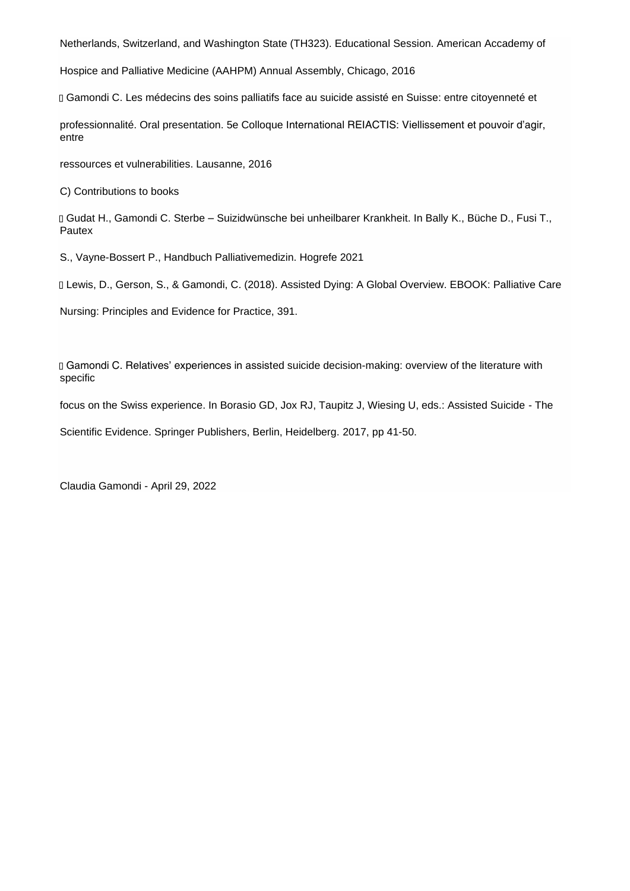Netherlands, Switzerland, and Washington State (TH323). Educational Session. American Accademy of Hospice and Palliative Medicine (AAHPM) Annual Assembly, Chicago, 2016

- Gamondi C. Les médecins des soins palliatifs face au suicide assisté en Suisse: entre citoyenneté et professionnalité. Oral presentation. 5e Colloque International REIACTIS: Viellissement et pouvoir d'agir, entre ressources et vulnerabilities. Lausanne, 2016

C) Contributions to books

- Gudat H., Gamondi C. Sterbe – Suizidwünsche bei unheilbarer Krankheit. In Bally K., Büche D., Fusi T., Pautex S., Vayne-Bossert P., Handbuch Palliativemedizin. Hogrefe 2021
- Lewis, D., Gerson, S., & Gamondi, C. (2018). Assisted Dying: A Global Overview. EBOOK: Palliative Care Nursing: Principles and Evidence for Practice, 391.
- Gamondi C. Relatives' experiences in assisted suicide decision-making: overview of the literature with specific focus on the Swiss experience. In Borasio GD, Jox RJ, Taupitz J, Wiesing U, eds.: Assisted Suicide - The Scientific Evidence. Springer Publishers, Berlin, Heidelberg. 2017, pp 41-50.

Claudia Gamondi - April 29, 2022